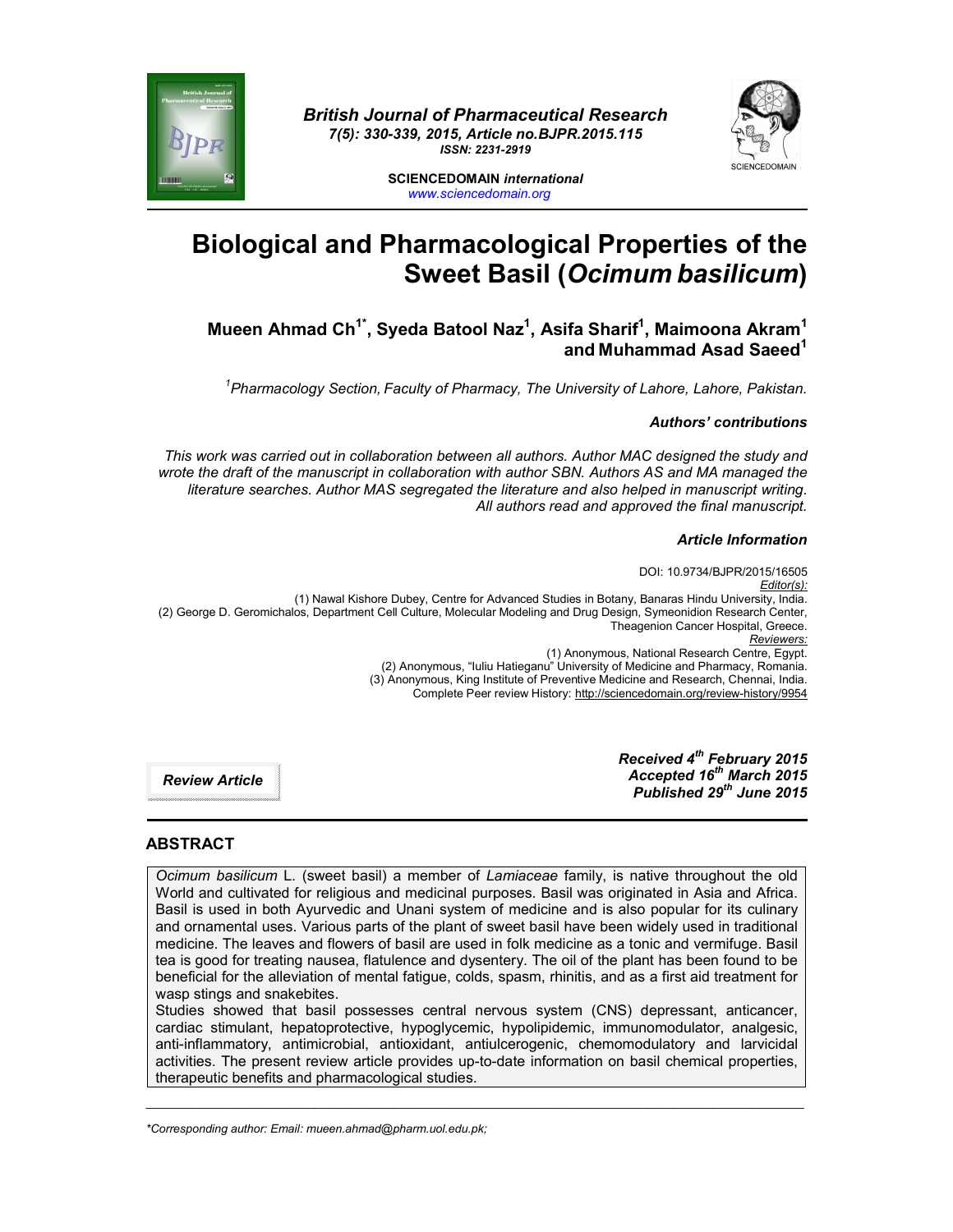British Journal of Pharmaceutical Research
7(5): 330-339, 2015, Article no.BJPR.2015.115
ISSN: 2231-2919

SCIENCEDOMAIN *international*
www.sciencedomain.org

# Biological and Pharmacological Properties of the Sweet Basil (*Ocimum basilicum*)

**Mueen Ahmad Ch[1*], Syeda Batool Naz[1], Asifa Sharif[1], Maimoona Akram[1] and Muhammad Asad Saeed[1]**

[1]*Pharmacology Section, Faculty of Pharmacy, The University of Lahore, Lahore, Pakistan.*

***Authors' contributions***

*This work was carried out in collaboration between all authors. Author MAC designed the study and wrote the draft of the manuscript in collaboration with author SBN. Authors AS and MA managed the literature searches. Author MAS segregated the literature and also helped in manuscript writing. All authors read and approved the final manuscript.*

***Article Information***

DOI: 10.9734/BJPR/2015/16505

*Editor(s):*
(1) Nawal Kishore Dubey, Centre for Advanced Studies in Botany, Banaras Hindu University, India.
(2) George D. Geromichalos, Department Cell Culture, Molecular Modeling and Drug Design, Symeonidion Research Center, Theagenion Cancer Hospital, Greece.

*Reviewers:*
(1) Anonymous, National Research Centre, Egypt.
(2) Anonymous, "Iuliu Hatieganu" University of Medicine and Pharmacy, Romania.
(3) Anonymous, King Institute of Preventive Medicine and Research, Chennai, India.

Complete Peer review History: http://sciencedomain.org/review-history/9954

***Review Article***

***Received 4th February 2015***
***Accepted 16th March 2015***
***Published 29th June 2015***

## ABSTRACT

*Ocimum basilicum* L. (sweet basil) a member of *Lamiaceae* family, is native throughout the old World and cultivated for religious and medicinal purposes. Basil was originated in Asia and Africa. Basil is used in both Ayurvedic and Unani system of medicine and is also popular for its culinary and ornamental uses. Various parts of the plant of sweet basil have been widely used in traditional medicine. The leaves and flowers of basil are used in folk medicine as a tonic and vermifuge. Basil tea is good for treating nausea, flatulence and dysentery. The oil of the plant has been found to be beneficial for the alleviation of mental fatigue, colds, spasm, rhinitis, and as a first aid treatment for wasp stings and snakebites.

Studies showed that basil possesses central nervous system (CNS) depressant, anticancer, cardiac stimulant, hepatoprotective, hypoglycemic, hypolipidemic, immunomodulator, analgesic, anti-inflammatory, antimicrobial, antioxidant, antiulcerogenic, chemomodulatory and larvicidal activities. The present review article provides up-to-date information on basil chemical properties, therapeutic benefits and pharmacological studies.

---

*\*Corresponding author: Email: mueen.ahmad@pharm.uol.edu.pk;*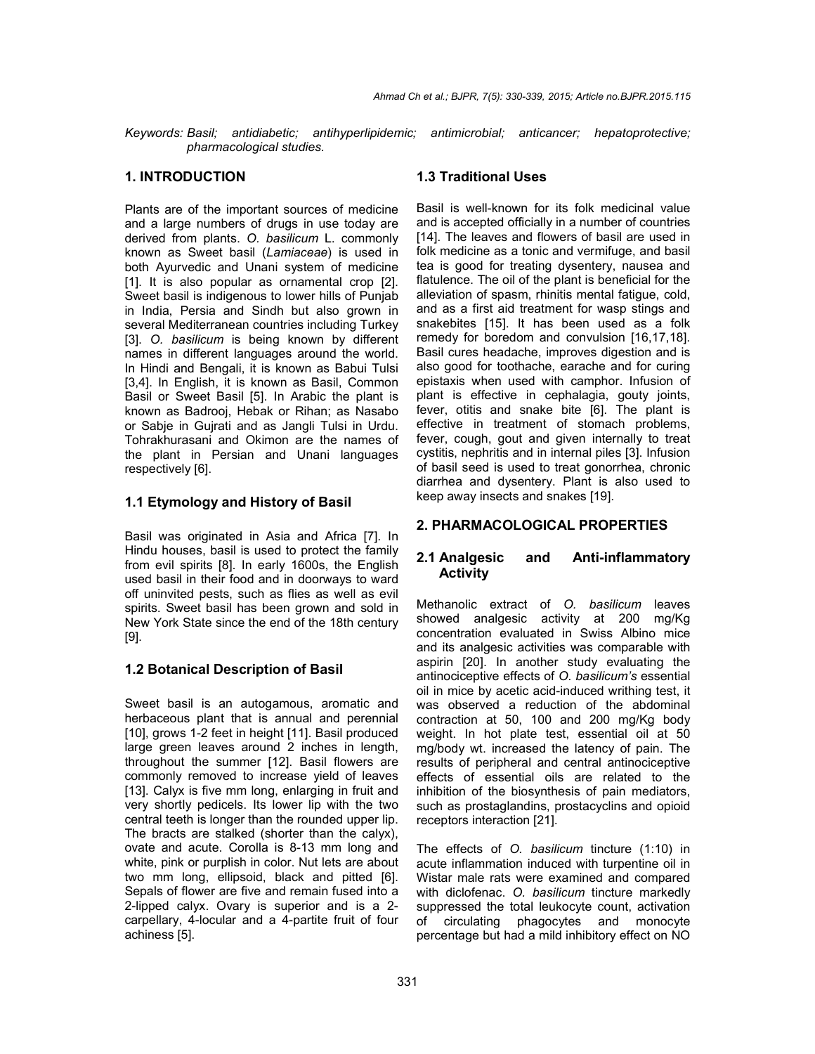*Keywords: Basil; antidiabetic; antihyperlipidemic; antimicrobial; anticancer; hepatoprotective; pharmacological studies.*

## 1. INTRODUCTION

Plants are of the important sources of medicine and a large numbers of drugs in use today are derived from plants. *O. basilicum* L. commonly known as Sweet basil (*Lamiaceae*) is used in both Ayurvedic and Unani system of medicine [1]. It is also popular as ornamental crop [2]. Sweet basil is indigenous to lower hills of Punjab in India, Persia and Sindh but also grown in several Mediterranean countries including Turkey [3]. *O. basilicum* is being known by different names in different languages around the world. In Hindi and Bengali, it is known as Babui Tulsi [3,4]. In English, it is known as Basil, Common Basil or Sweet Basil [5]. In Arabic the plant is known as Badrooj, Hebak or Rihan; as Nasabo or Sabje in Gujrati and as Jangli Tulsi in Urdu. Tohrakhurasani and Okimon are the names of the plant in Persian and Unani languages respectively [6].

### 1.1 Etymology and History of Basil

Basil was originated in Asia and Africa [7]. In Hindu houses, basil is used to protect the family from evil spirits [8]. In early 1600s, the English used basil in their food and in doorways to ward off uninvited pests, such as flies as well as evil spirits. Sweet basil has been grown and sold in New York State since the end of the 18th century [9].

### 1.2 Botanical Description of Basil

Sweet basil is an autogamous, aromatic and herbaceous plant that is annual and perennial [10], grows 1-2 feet in height [11]. Basil produced large green leaves around 2 inches in length, throughout the summer [12]. Basil flowers are commonly removed to increase yield of leaves [13]. Calyx is five mm long, enlarging in fruit and very shortly pedicels. Its lower lip with the two central teeth is longer than the rounded upper lip. The bracts are stalked (shorter than the calyx), ovate and acute. Corolla is 8-13 mm long and white, pink or purplish in color. Nut lets are about two mm long, ellipsoid, black and pitted [6]. Sepals of flower are five and remain fused into a 2-lipped calyx. Ovary is superior and is a 2-carpellary, 4-locular and a 4-partite fruit of four achiness [5].

### 1.3 Traditional Uses

Basil is well-known for its folk medicinal value and is accepted officially in a number of countries [14]. The leaves and flowers of basil are used in folk medicine as a tonic and vermifuge, and basil tea is good for treating dysentery, nausea and flatulence. The oil of the plant is beneficial for the alleviation of spasm, rhinitis mental fatigue, cold, and as a first aid treatment for wasp stings and snakebites [15]. It has been used as a folk remedy for boredom and convulsion [16,17,18]. Basil cures headache, improves digestion and is also good for toothache, earache and for curing epistaxis when used with camphor. Infusion of plant is effective in cephalagia, gouty joints, fever, otitis and snake bite [6]. The plant is effective in treatment of stomach problems, fever, cough, gout and given internally to treat cystitis, nephritis and in internal piles [3]. Infusion of basil seed is used to treat gonorrhea, chronic diarrhea and dysentery. Plant is also used to keep away insects and snakes [19].

## 2. PHARMACOLOGICAL PROPERTIES

### 2.1 Analgesic and Anti-inflammatory Activity

Methanolic extract of *O. basilicum* leaves showed analgesic activity at 200 mg/Kg concentration evaluated in Swiss Albino mice and its analgesic activities was comparable with aspirin [20]. In another study evaluating the antinociceptive effects of *O. basilicum's* essential oil in mice by acetic acid-induced writhing test, it was observed a reduction of the abdominal contraction at 50, 100 and 200 mg/Kg body weight. In hot plate test, essential oil at 50 mg/body wt. increased the latency of pain. The results of peripheral and central antinociceptive effects of essential oils are related to the inhibition of the biosynthesis of pain mediators, such as prostaglandins, prostacyclins and opioid receptors interaction [21].

The effects of *O. basilicum* tincture (1:10) in acute inflammation induced with turpentine oil in Wistar male rats were examined and compared with diclofenac. *O. basilicum* tincture markedly suppressed the total leukocyte count, activation of circulating phagocytes and monocyte percentage but had a mild inhibitory effect on NO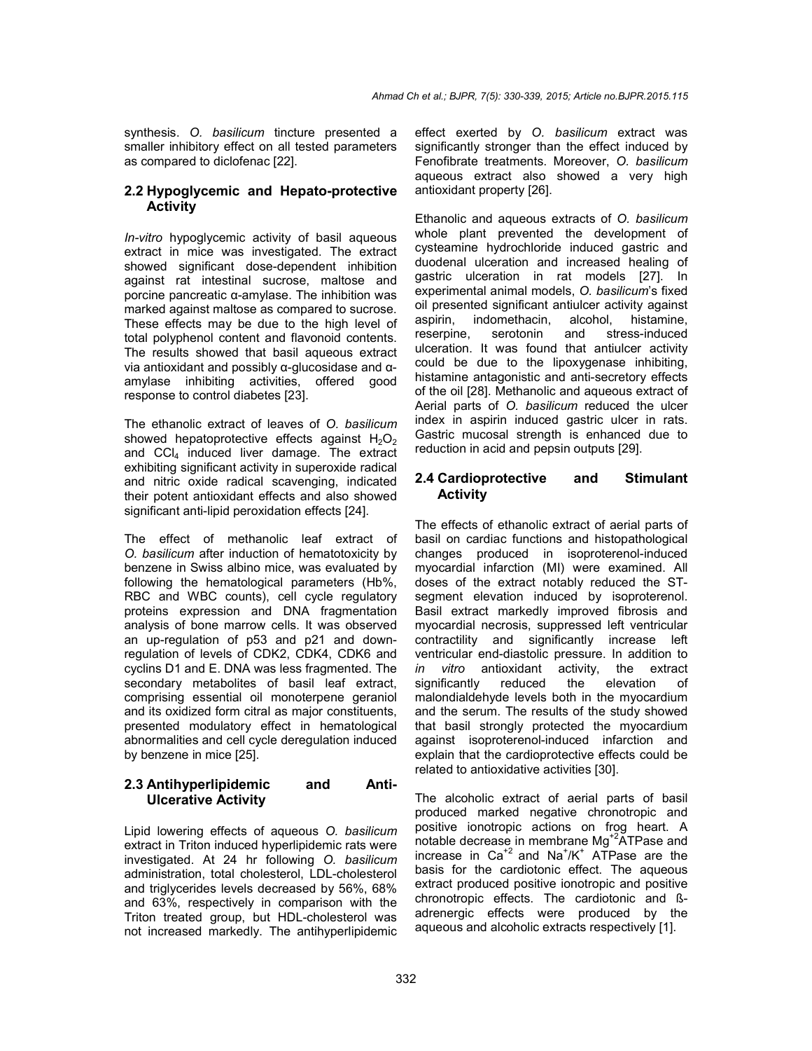synthesis. *O. basilicum* tincture presented a smaller inhibitory effect on all tested parameters as compared to diclofenac [22].

## 2.2 Hypoglycemic and Hepato-protective Activity

*In-vitro* hypoglycemic activity of basil aqueous extract in mice was investigated. The extract showed significant dose-dependent inhibition against rat intestinal sucrose, maltose and porcine pancreatic α-amylase. The inhibition was marked against maltose as compared to sucrose. These effects may be due to the high level of total polyphenol content and flavonoid contents. The results showed that basil aqueous extract via antioxidant and possibly α-glucosidase and α-amylase inhibiting activities, offered good response to control diabetes [23].

The ethanolic extract of leaves of *O. basilicum* showed hepatoprotective effects against $H_2O_2$ and $CCl_4$ induced liver damage. The extract exhibiting significant activity in superoxide radical and nitric oxide radical scavenging, indicated their potent antioxidant effects and also showed significant anti-lipid peroxidation effects [24].

The effect of methanolic leaf extract of *O. basilicum* after induction of hematotoxicity by benzene in Swiss albino mice, was evaluated by following the hematological parameters (Hb%, RBC and WBC counts), cell cycle regulatory proteins expression and DNA fragmentation analysis of bone marrow cells. It was observed an up-regulation of p53 and p21 and down-regulation of levels of CDK2, CDK4, CDK6 and cyclins D1 and E. DNA was less fragmented. The secondary metabolites of basil leaf extract, comprising essential oil monoterpene geraniol and its oxidized form citral as major constituents, presented modulatory effect in hematological abnormalities and cell cycle deregulation induced by benzene in mice [25].

## 2.3 Antihyperlipidemic and Anti-Ulcerative Activity

Lipid lowering effects of aqueous *O. basilicum* extract in Triton induced hyperlipidemic rats were investigated. At 24 hr following *O. basilicum* administration, total cholesterol, LDL-cholesterol and triglycerides levels decreased by 56%, 68% and 63%, respectively in comparison with the Triton treated group, but HDL-cholesterol was not increased markedly. The antihyperlipidemic effect exerted by *O. basilicum* extract was significantly stronger than the effect induced by Fenofibrate treatments. Moreover, *O. basilicum* aqueous extract also showed a very high antioxidant property [26].

Ethanolic and aqueous extracts of *O. basilicum* whole plant prevented the development of cysteamine hydrochloride induced gastric and duodenal ulceration and increased healing of gastric ulceration in rat models [27]. In experimental animal models, *O. basilicum*'s fixed oil presented significant antiulcer activity against aspirin, indomethacin, alcohol, histamine, reserpine, serotonin and stress-induced ulceration. It was found that antiulcer activity could be due to the lipoxygenase inhibiting, histamine antagonistic and anti-secretory effects of the oil [28]. Methanolic and aqueous extract of Aerial parts of *O. basilicum* reduced the ulcer index in aspirin induced gastric ulcer in rats. Gastric mucosal strength is enhanced due to reduction in acid and pepsin outputs [29].

## 2.4 Cardioprotective and Stimulant Activity

The effects of ethanolic extract of aerial parts of basil on cardiac functions and histopathological changes produced in isoproterenol-induced myocardial infarction (MI) were examined. All doses of the extract notably reduced the ST-segment elevation induced by isoproterenol. Basil extract markedly improved fibrosis and myocardial necrosis, suppressed left ventricular contractility and significantly increase left ventricular end-diastolic pressure. In addition to *in vitro* antioxidant activity, the extract significantly reduced the elevation of malondialdehyde levels both in the myocardium and the serum. The results of the study showed that basil strongly protected the myocardium against isoproterenol-induced infarction and explain that the cardioprotective effects could be related to antioxidative activities [30].

The alcoholic extract of aerial parts of basil produced marked negative chronotropic and positive ionotropic actions on frog heart. A notable decrease in membrane $Mg^{+2}$ATPase and increase in $Ca^{+2}$ and $Na^{+}/K^{+}$ ATPase are the basis for the cardiotonic effect. The aqueous extract produced positive ionotropic and positive chronotropic effects. The cardiotonic and ß-adrenergic effects were produced by the aqueous and alcoholic extracts respectively [1].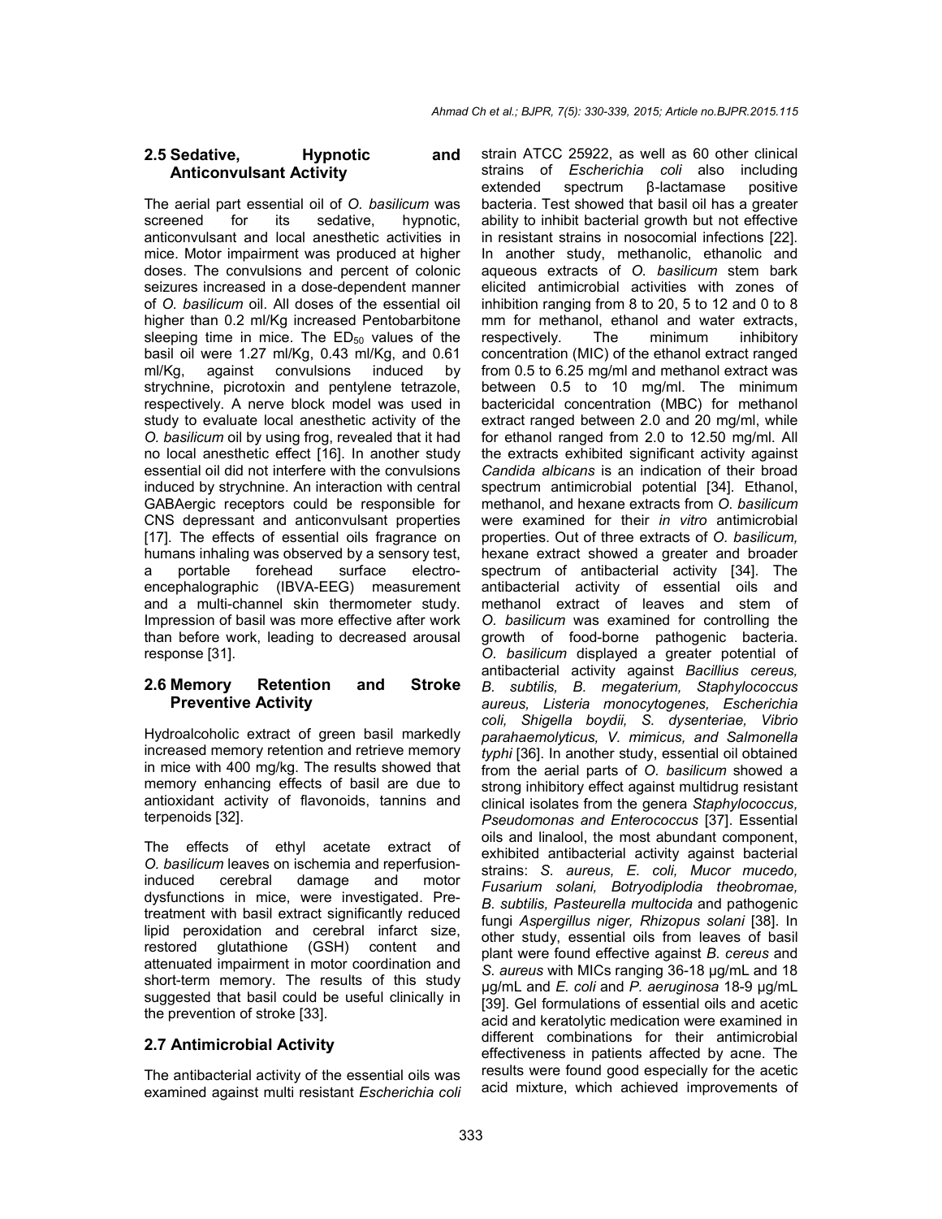### 2.5 Sedative, Hypnotic and Anticonvulsant Activity

The aerial part essential oil of *O. basilicum* was screened for its sedative, hypnotic, anticonvulsant and local anesthetic activities in mice. Motor impairment was produced at higher doses. The convulsions and percent of colonic seizures increased in a dose-dependent manner of *O. basilicum* oil. All doses of the essential oil higher than 0.2 ml/Kg increased Pentobarbitone sleeping time in mice. The $ED_{50}$ values of the basil oil were 1.27 ml/Kg, 0.43 ml/Kg, and 0.61 ml/Kg, against convulsions induced by strychnine, picrotoxin and pentylene tetrazole, respectively. A nerve block model was used in study to evaluate local anesthetic activity of the *O. basilicum* oil by using frog, revealed that it had no local anesthetic effect [16]. In another study essential oil did not interfere with the convulsions induced by strychnine. An interaction with central GABAergic receptors could be responsible for CNS depressant and anticonvulsant properties [17]. The effects of essential oils fragrance on humans inhaling was observed by a sensory test, a portable forehead surface electro-encephalographic (IBVA-EEG) measurement and a multi-channel skin thermometer study. Impression of basil was more effective after work than before work, leading to decreased arousal response [31].

### 2.6 Memory Retention and Stroke Preventive Activity

Hydroalcoholic extract of green basil markedly increased memory retention and retrieve memory in mice with 400 mg/kg. The results showed that memory enhancing effects of basil are due to antioxidant activity of flavonoids, tannins and terpenoids [32].

The effects of ethyl acetate extract of *O. basilicum* leaves on ischemia and reperfusion-induced cerebral damage and motor dysfunctions in mice, were investigated. Pre-treatment with basil extract significantly reduced lipid peroxidation and cerebral infarct size, restored glutathione (GSH) content and attenuated impairment in motor coordination and short-term memory. The results of this study suggested that basil could be useful clinically in the prevention of stroke [33].

### 2.7 Antimicrobial Activity

The antibacterial activity of the essential oils was examined against multi resistant *Escherichia coli* strain ATCC 25922, as well as 60 other clinical strains of *Escherichia coli* also including extended spectrum β-lactamase positive bacteria. Test showed that basil oil has a greater ability to inhibit bacterial growth but not effective in resistant strains in nosocomial infections [22]. In another study, methanolic, ethanolic and aqueous extracts of *O. basilicum* stem bark elicited antimicrobial activities with zones of inhibition ranging from 8 to 20, 5 to 12 and 0 to 8 mm for methanol, ethanol and water extracts, respectively. The minimum inhibitory concentration (MIC) of the ethanol extract ranged from 0.5 to 6.25 mg/ml and methanol extract was between 0.5 to 10 mg/ml. The minimum bactericidal concentration (MBC) for methanol extract ranged between 2.0 and 20 mg/ml, while for ethanol ranged from 2.0 to 12.50 mg/ml. All the extracts exhibited significant activity against *Candida albicans* is an indication of their broad spectrum antimicrobial potential [34]. Ethanol, methanol, and hexane extracts from *O. basilicum* were examined for their *in vitro* antimicrobial properties. Out of three extracts of *O. basilicum,* hexane extract showed a greater and broader spectrum of antibacterial activity [34]. The antibacterial activity of essential oils and methanol extract of leaves and stem of *O. basilicum* was examined for controlling the growth of food-borne pathogenic bacteria. *O. basilicum* displayed a greater potential of antibacterial activity against *Bacillius cereus, B. subtilis, B. megaterium, Staphylococcus aureus, Listeria monocytogenes, Escherichia coli, Shigella boydii, S. dysenteriae, Vibrio parahaemolyticus, V. mimicus, and Salmonella typhi* [36]. In another study, essential oil obtained from the aerial parts of *O. basilicum* showed a strong inhibitory effect against multidrug resistant clinical isolates from the genera *Staphylococcus, Pseudomonas and Enterococcus* [37]. Essential oils and linalool, the most abundant component, exhibited antibacterial activity against bacterial strains: *S. aureus, E. coli, Mucor mucedo, Fusarium solani, Botryodiplodia theobromae, B. subtilis, Pasteurella multocida* and pathogenic fungi *Aspergillus niger, Rhizopus solani* [38]. In other study, essential oils from leaves of basil plant were found effective against *B. cereus* and *S. aureus* with MICs ranging 36-18 μg/mL and 18 μg/mL and *E. coli* and *P. aeruginosa* 18-9 μg/mL [39]. Gel formulations of essential oils and acetic acid and keratolytic medication were examined in different combinations for their antimicrobial effectiveness in patients affected by acne. The results were found good especially for the acetic acid mixture, which achieved improvements of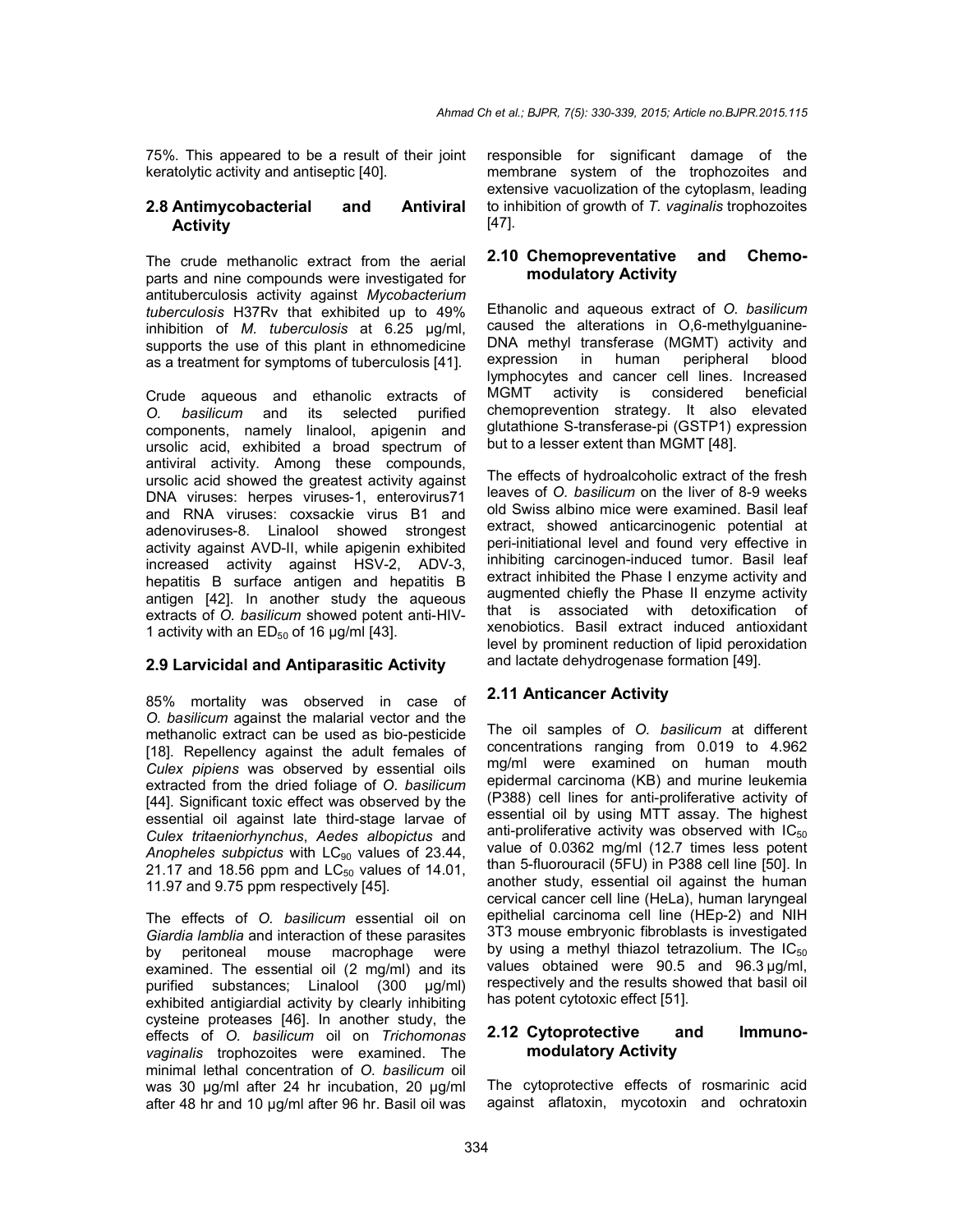75%. This appeared to be a result of their joint keratolytic activity and antiseptic [40].

### 2.8 Antimycobacterial and Antiviral Activity

The crude methanolic extract from the aerial parts and nine compounds were investigated for antituberculosis activity against *Mycobacterium tuberculosis* H37Rv that exhibited up to 49% inhibition of *M. tuberculosis* at 6.25 µg/ml, supports the use of this plant in ethnomedicine as a treatment for symptoms of tuberculosis [41].

Crude aqueous and ethanolic extracts of *O. basilicum* and its selected purified components, namely linalool, apigenin and ursolic acid, exhibited a broad spectrum of antiviral activity. Among these compounds, ursolic acid showed the greatest activity against DNA viruses: herpes viruses-1, enterovirus71 and RNA viruses: coxsackie virus B1 and adenoviruses-8. Linalool showed strongest activity against AVD-II, while apigenin exhibited increased activity against HSV-2, ADV-3, hepatitis B surface antigen and hepatitis B antigen [42]. In another study the aqueous extracts of *O. basilicum* showed potent anti-HIV-1 activity with an $ED_{50}$ of 16 µg/ml [43].

### 2.9 Larvicidal and Antiparasitic Activity

85% mortality was observed in case of *O. basilicum* against the malarial vector and the methanolic extract can be used as bio-pesticide [18]. Repellency against the adult females of *Culex pipiens* was observed by essential oils extracted from the dried foliage of *O. basilicum* [44]. Significant toxic effect was observed by the essential oil against late third-stage larvae of *Culex tritaeniorhynchus*, *Aedes albopictus* and *Anopheles subpictus* with $LC_{90}$ values of 23.44, 21.17 and 18.56 ppm and $LC_{50}$ values of 14.01, 11.97 and 9.75 ppm respectively [45].

The effects of *O. basilicum* essential oil on *Giardia lamblia* and interaction of these parasites by peritoneal mouse macrophage were examined. The essential oil (2 mg/ml) and its purified substances; Linalool (300 µg/ml) exhibited antigiardial activity by clearly inhibiting cysteine proteases [46]. In another study, the effects of *O. basilicum* oil on *Trichomonas vaginalis* trophozoites were examined. The minimal lethal concentration of *O. basilicum* oil was 30 µg/ml after 24 hr incubation, 20 µg/ml after 48 hr and 10 µg/ml after 96 hr. Basil oil was responsible for significant damage of the membrane system of the trophozoites and extensive vacuolization of the cytoplasm, leading to inhibition of growth of *T. vaginalis* trophozoites [47].

### 2.10 Chemopreventative and Chemomodulatory Activity

Ethanolic and aqueous extract of *O. basilicum* caused the alterations in O,6-methylguanine-DNA methyl transferase (MGMT) activity and expression in human peripheral blood lymphocytes and cancer cell lines. Increased MGMT activity is considered beneficial chemoprevention strategy. It also elevated glutathione S-transferase-pi (GSTP1) expression but to a lesser extent than MGMT [48].

The effects of hydroalcoholic extract of the fresh leaves of *O. basilicum* on the liver of 8-9 weeks old Swiss albino mice were examined. Basil leaf extract, showed anticarcinogenic potential at peri-initiational level and found very effective in inhibiting carcinogen-induced tumor. Basil leaf extract inhibited the Phase I enzyme activity and augmented chiefly the Phase II enzyme activity that is associated with detoxification of xenobiotics. Basil extract induced antioxidant level by prominent reduction of lipid peroxidation and lactate dehydrogenase formation [49].

### 2.11 Anticancer Activity

The oil samples of *O. basilicum* at different concentrations ranging from 0.019 to 4.962 mg/ml were examined on human mouth epidermal carcinoma (KB) and murine leukemia (P388) cell lines for anti-proliferative activity of essential oil by using MTT assay. The highest anti-proliferative activity was observed with $IC_{50}$ value of 0.0362 mg/ml (12.7 times less potent than 5-fluorouracil (5FU) in P388 cell line [50]. In another study, essential oil against the human cervical cancer cell line (HeLa), human laryngeal epithelial carcinoma cell line (HEp-2) and NIH 3T3 mouse embryonic fibroblasts is investigated by using a methyl thiazol tetrazolium. The $IC_{50}$ values obtained were 90.5 and 96.3 µg/ml, respectively and the results showed that basil oil has potent cytotoxic effect [51].

### 2.12 Cytoprotective and Immunomodulatory Activity

The cytoprotective effects of rosmarinic acid against aflatoxin, mycotoxin and ochratoxin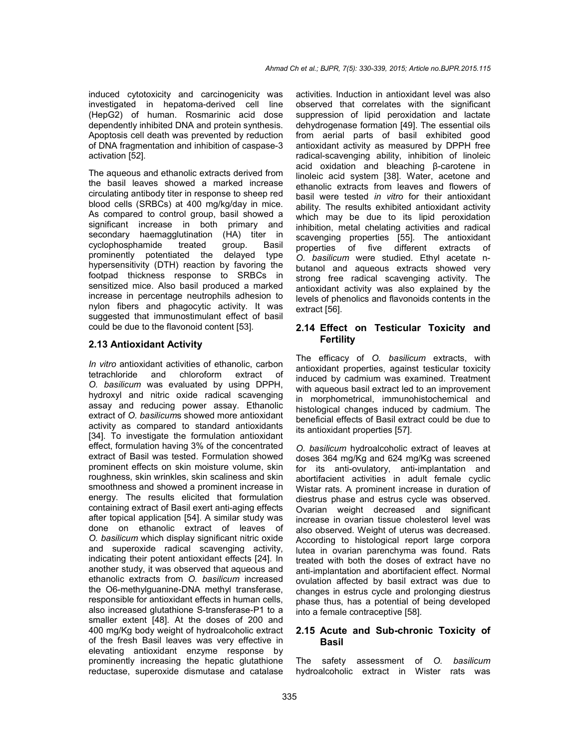induced cytotoxicity and carcinogenicity was investigated in hepatoma-derived cell line (HepG2) of human. Rosmarinic acid dose dependently inhibited DNA and protein synthesis. Apoptosis cell death was prevented by reduction of DNA fragmentation and inhibition of caspase-3 activation [52].

The aqueous and ethanolic extracts derived from the basil leaves showed a marked increase circulating antibody titer in response to sheep red blood cells (SRBCs) at 400 mg/kg/day in mice. As compared to control group, basil showed a significant increase in both primary and secondary haemagglutination (HA) titer in cyclophosphamide treated group. Basil prominently potentiated the delayed type hypersensitivity (DTH) reaction by favoring the footpad thickness response to SRBCs in sensitized mice. Also basil produced a marked increase in percentage neutrophils adhesion to nylon fibers and phagocytic activity. It was suggested that immunostimulant effect of basil could be due to the flavonoid content [53].

## 2.13 Antioxidant Activity

*In vitro* antioxidant activities of ethanolic, carbon tetrachloride and chloroform extract of *O. basilicum* was evaluated by using DPPH, hydroxyl and nitric oxide radical scavenging assay and reducing power assay. Ethanolic extract of *O. basilicum*s showed more antioxidant activity as compared to standard antioxidants [34]. To investigate the formulation antioxidant effect, formulation having 3% of the concentrated extract of Basil was tested. Formulation showed prominent effects on skin moisture volume, skin roughness, skin wrinkles, skin scaliness and skin smoothness and showed a prominent increase in energy. The results elicited that formulation containing extract of Basil exert anti-aging effects after topical application [54]. A similar study was done on ethanolic extract of leaves of *O. basilicum* which display significant nitric oxide and superoxide radical scavenging activity, indicating their potent antioxidant effects [24]. In another study, it was observed that aqueous and ethanolic extracts from *O. basilicum* increased the O6-methylguanine-DNA methyl transferase, responsible for antioxidant effects in human cells, also increased glutathione S-transferase-P1 to a smaller extent [48]. At the doses of 200 and 400 mg/Kg body weight of hydroalcoholic extract of the fresh Basil leaves was very effective in elevating antioxidant enzyme response by prominently increasing the hepatic glutathione reductase, superoxide dismutase and catalase activities. Induction in antioxidant level was also observed that correlates with the significant suppression of lipid peroxidation and lactate dehydrogenase formation [49]. The essential oils from aerial parts of basil exhibited good antioxidant activity as measured by DPPH free radical-scavenging ability, inhibition of linoleic acid oxidation and bleaching β-carotene in linoleic acid system [38]. Water, acetone and ethanolic extracts from leaves and flowers of basil were tested *in vitro* for their antioxidant ability. The results exhibited antioxidant activity which may be due to its lipid peroxidation inhibition, metal chelating activities and radical scavenging properties [55]. The antioxidant properties of five different extracts of *O. basilicum* were studied. Ethyl acetate n-butanol and aqueous extracts showed very strong free radical scavenging activity. The antioxidant activity was also explained by the levels of phenolics and flavonoids contents in the extract [56].

## 2.14 Effect on Testicular Toxicity and Fertility

The efficacy of *O. basilicum* extracts, with antioxidant properties, against testicular toxicity induced by cadmium was examined. Treatment with aqueous basil extract led to an improvement in morphometrical, immunohistochemical and histological changes induced by cadmium. The beneficial effects of Basil extract could be due to its antioxidant properties [57].

*O. basilicum* hydroalcoholic extract of leaves at doses 364 mg/Kg and 624 mg/Kg was screened for its anti-ovulatory, anti-implantation and abortifacient activities in adult female cyclic Wistar rats. A prominent increase in duration of diestrus phase and estrus cycle was observed. Ovarian weight decreased and significant increase in ovarian tissue cholesterol level was also observed. Weight of uterus was decreased. According to histological report large corpora lutea in ovarian parenchyma was found. Rats treated with both the doses of extract have no anti-implantation and abortifacient effect. Normal ovulation affected by basil extract was due to changes in estrus cycle and prolonging diestrus phase thus, has a potential of being developed into a female contraceptive [58].

## 2.15 Acute and Sub-chronic Toxicity of Basil

The safety assessment of *O. basilicum* hydroalcoholic extract in Wister rats was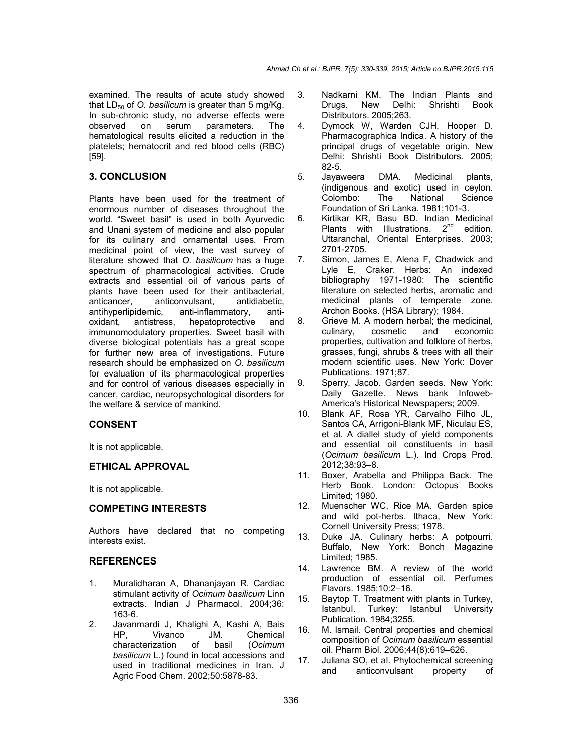examined. The results of acute study showed that $LD_{50}$ of *O. basilicum* is greater than 5 mg/Kg. In sub-chronic study, no adverse effects were observed on serum parameters. The hematological results elicited a reduction in the platelets; hematocrit and red blood cells (RBC) [59].

## 3. CONCLUSION

Plants have been used for the treatment of enormous number of diseases throughout the world. "Sweet basil" is used in both Ayurvedic and Unani system of medicine and also popular for its culinary and ornamental uses. From medicinal point of view, the vast survey of literature showed that *O. basilicum* has a huge spectrum of pharmacological activities. Crude extracts and essential oil of various parts of plants have been used for their antibacterial, anticancer, anticonvulsant, antidiabetic, antihyperlipidemic, anti-inflammatory, anti-oxidant, antistress, hepatoprotective and immunomodulatory properties. Sweet basil with diverse biological potentials has a great scope for further new area of investigations. Future research should be emphasized on *O. basilicum* for evaluation of its pharmacological properties and for control of various diseases especially in cancer, cardiac, neuropsychological disorders for the welfare & service of mankind.

## CONSENT

It is not applicable.

## ETHICAL APPROVAL

It is not applicable.

## COMPETING INTERESTS

Authors have declared that no competing interests exist.

## REFERENCES

1. Muralidharan A, Dhananjayan R. Cardiac stimulant activity of *Ocimum basilicum* Linn extracts. Indian J Pharmacol. 2004;36: 163-6.
2. Javanmardi J, Khalighi A, Kashi A, Bais HP, Vivanco JM. Chemical characterization of basil (*Ocimum basilicum* L.) found in local accessions and used in traditional medicines in Iran. J Agric Food Chem. 2002;50:5878-83.
3. Nadkarni KM. The Indian Plants and Drugs. New Delhi: Shrishti Book Distributors. 2005;263.
4. Dymock W, Warden CJH, Hooper D. Pharmacographica Indica. A history of the principal drugs of vegetable origin. New Delhi: Shrishti Book Distributors. 2005; 82-5.
5. Jayaweera DMA. Medicinal plants, (indigenous and exotic) used in ceylon. Colombo: The National Science Foundation of Sri Lanka. 1981;101-3.
6. Kirtikar KR, Basu BD. Indian Medicinal Plants with Illustrations. 2nd edition. Uttaranchal, Oriental Enterprises. 2003; 2701-2705.
7. Simon, James E, Alena F, Chadwick and Lyle E, Craker. Herbs: An indexed bibliography 1971-1980: The scientific literature on selected herbs, aromatic and medicinal plants of temperate zone. Archon Books. (HSA Library); 1984.
8. Grieve M. A modern herbal; the medicinal, culinary, cosmetic and economic properties, cultivation and folklore of herbs, grasses, fungi, shrubs & trees with all their modern scientific uses. New York: Dover Publications. 1971;87.
9. Sperry, Jacob. Garden seeds. New York: Daily Gazette. News bank Infoweb-America's Historical Newspapers; 2009.
10. Blank AF, Rosa YR, Carvalho Filho JL, Santos CA, Arrigoni-Blank MF, Niculau ES, et al. A diallel study of yield components and essential oil constituents in basil (*Ocimum basilicum* L.). Ind Crops Prod. 2012;38:93–8.
11. Boxer, Arabella and Philippa Back. The Herb Book. London: Octopus Books Limited; 1980.
12. Muenscher WC, Rice MA. Garden spice and wild pot-herbs. Ithaca, New York: Cornell University Press; 1978.
13. Duke JA. Culinary herbs: A potpourri. Buffalo, New York: Bonch Magazine Limited; 1985.
14. Lawrence BM. A review of the world production of essential oil. Perfumes Flavors. 1985;10:2–16.
15. Baytop T. Treatment with plants in Turkey, Istanbul. Turkey: Istanbul University Publication. 1984;3255.
16. M. Ismail. Central properties and chemical composition of *Ocimum basilicum* essential oil. Pharm Biol. 2006;44(8):619–626.
17. Juliana SO, et al. Phytochemical screening and anticonvulsant property of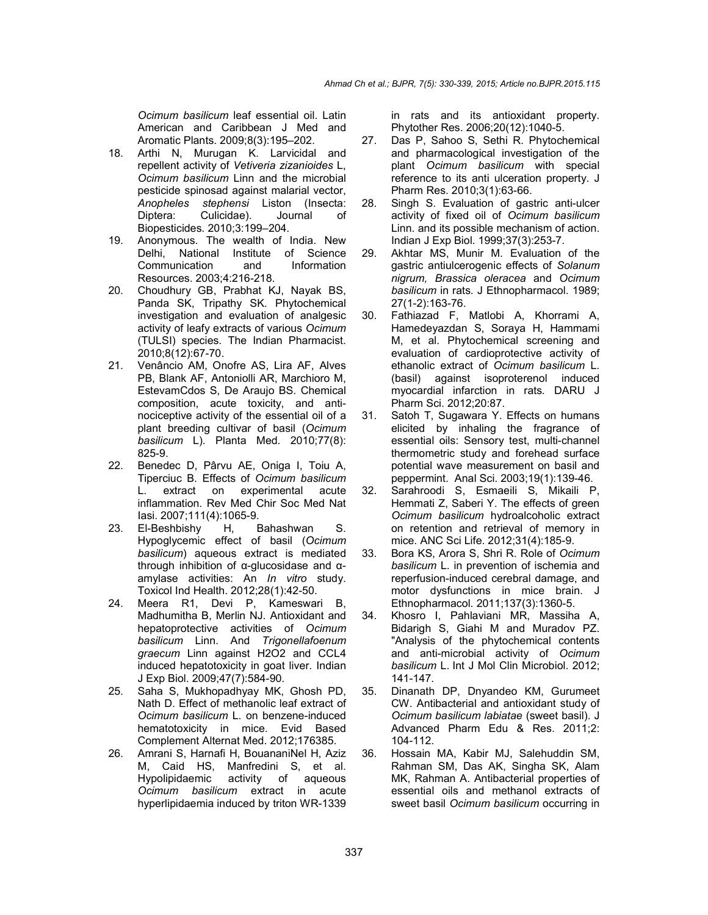*Ocimum basilicum* leaf essential oil. Latin American and Caribbean J Med and Aromatic Plants. 2009;8(3):195–202.

18. Arthi N, Murugan K. Larvicidal and repellent activity of *Vetiveria zizanioides* L, *Ocimum basilicum* Linn and the microbial pesticide spinosad against malarial vector, *Anopheles stephensi* Liston (Insecta: Diptera: Culicidae). Journal of Biopesticides. 2010;3:199–204.
19. Anonymous. The wealth of India. New Delhi, National Institute of Science Communication and Information Resources. 2003;4:216-218.
20. Choudhury GB, Prabhat KJ, Nayak BS, Panda SK, Tripathy SK. Phytochemical investigation and evaluation of analgesic activity of leafy extracts of various *Ocimum* (TULSI) species. The Indian Pharmacist. 2010;8(12):67-70.
21. Venâncio AM, Onofre AS, Lira AF, Alves PB, Blank AF, Antoniolli AR, Marchioro M, EstevamCdos S, De Araujo BS. Chemical composition, acute toxicity, and anti-nociceptive activity of the essential oil of a plant breeding cultivar of basil (*Ocimum basilicum* L). Planta Med. 2010;77(8): 825-9.
22. Benedec D, Pârvu AE, Oniga I, Toiu A, Tiperciuc B. Effects of *Ocimum basilicum* L. extract on experimental acute inflammation. Rev Med Chir Soc Med Nat Iasi. 2007;111(4):1065-9.
23. El-Beshbishy H, Bahashwan S. Hypoglycemic effect of basil (*Ocimum basilicum*) aqueous extract is mediated through inhibition of α-glucosidase and α-amylase activities: An *In vitro* study. Toxicol Ind Health. 2012;28(1):42-50.
24. Meera R1, Devi P, Kameswari B, Madhumitha B, Merlin NJ. Antioxidant and hepatoprotective activities of *Ocimum basilicum* Linn. And *Trigonellafoenum graecum* Linn against H2O2 and CCL4 induced hepatotoxicity in goat liver. Indian J Exp Biol. 2009;47(7):584-90.
25. Saha S, Mukhopadhyay MK, Ghosh PD, Nath D. Effect of methanolic leaf extract of *Ocimum basilicum* L. on benzene-induced hematotoxicity in mice. Evid Based Complement Alternat Med. 2012;176385.
26. Amrani S, Harnafi H, BouananiNel H, Aziz M, Caid HS, Manfredini S, et al. Hypolipidaemic activity of aqueous *Ocimum basilicum* extract in acute hyperlipidaemia induced by triton WR-1339 in rats and its antioxidant property. Phytother Res. 2006;20(12):1040-5.
27. Das P, Sahoo S, Sethi R. Phytochemical and pharmacological investigation of the plant *Ocimum basilicum* with special reference to its anti ulceration property. J Pharm Res. 2010;3(1):63-66.
28. Singh S. Evaluation of gastric anti-ulcer activity of fixed oil of *Ocimum basilicum* Linn. and its possible mechanism of action. Indian J Exp Biol. 1999;37(3):253-7.
29. Akhtar MS, Munir M. Evaluation of the gastric antiulcerogenic effects of *Solanum nigrum, Brassica oleracea* and *Ocimum basilicum* in rats. J Ethnopharmacol. 1989; 27(1-2):163-76.
30. Fathiazad F, Matlobi A, Khorrami A, Hamedeyazdan S, Soraya H, Hammami M, et al. Phytochemical screening and evaluation of cardioprotective activity of ethanolic extract of *Ocimum basilicum* L. (basil) against isoproterenol induced myocardial infarction in rats. DARU J Pharm Sci. 2012;20:87.
31. Satoh T, Sugawara Y. Effects on humans elicited by inhaling the fragrance of essential oils: Sensory test, multi-channel thermometric study and forehead surface potential wave measurement on basil and peppermint. Anal Sci. 2003;19(1):139-46.
32. Sarahroodi S, Esmaeili S, Mikaili P, Hemmati Z, Saberi Y. The effects of green *Ocimum basilicum* hydroalcoholic extract on retention and retrieval of memory in mice. ANC Sci Life. 2012;31(4):185-9.
33. Bora KS, Arora S, Shri R. Role of *Ocimum basilicum* L. in prevention of ischemia and reperfusion-induced cerebral damage, and motor dysfunctions in mice brain. J Ethnopharmacol. 2011;137(3):1360-5.
34. Khosro I, Pahlaviani MR, Massiha A, Bidarigh S, Giahi M and Muradov PZ. "Analysis of the phytochemical contents and anti-microbial activity of *Ocimum basilicum* L. Int J Mol Clin Microbiol. 2012; 141-147.
35. Dinanath DP, Dnyandeo KM, Gurumeet CW. Antibacterial and antioxidant study of *Ocimum basilicum labiatae* (sweet basil). J Advanced Pharm Edu & Res. 2011;2: 104-112.
36. Hossain MA, Kabir MJ, Salehuddin SM, Rahman SM, Das AK, Singha SK, Alam MK, Rahman A. Antibacterial properties of essential oils and methanol extracts of sweet basil *Ocimum basilicum* occurring in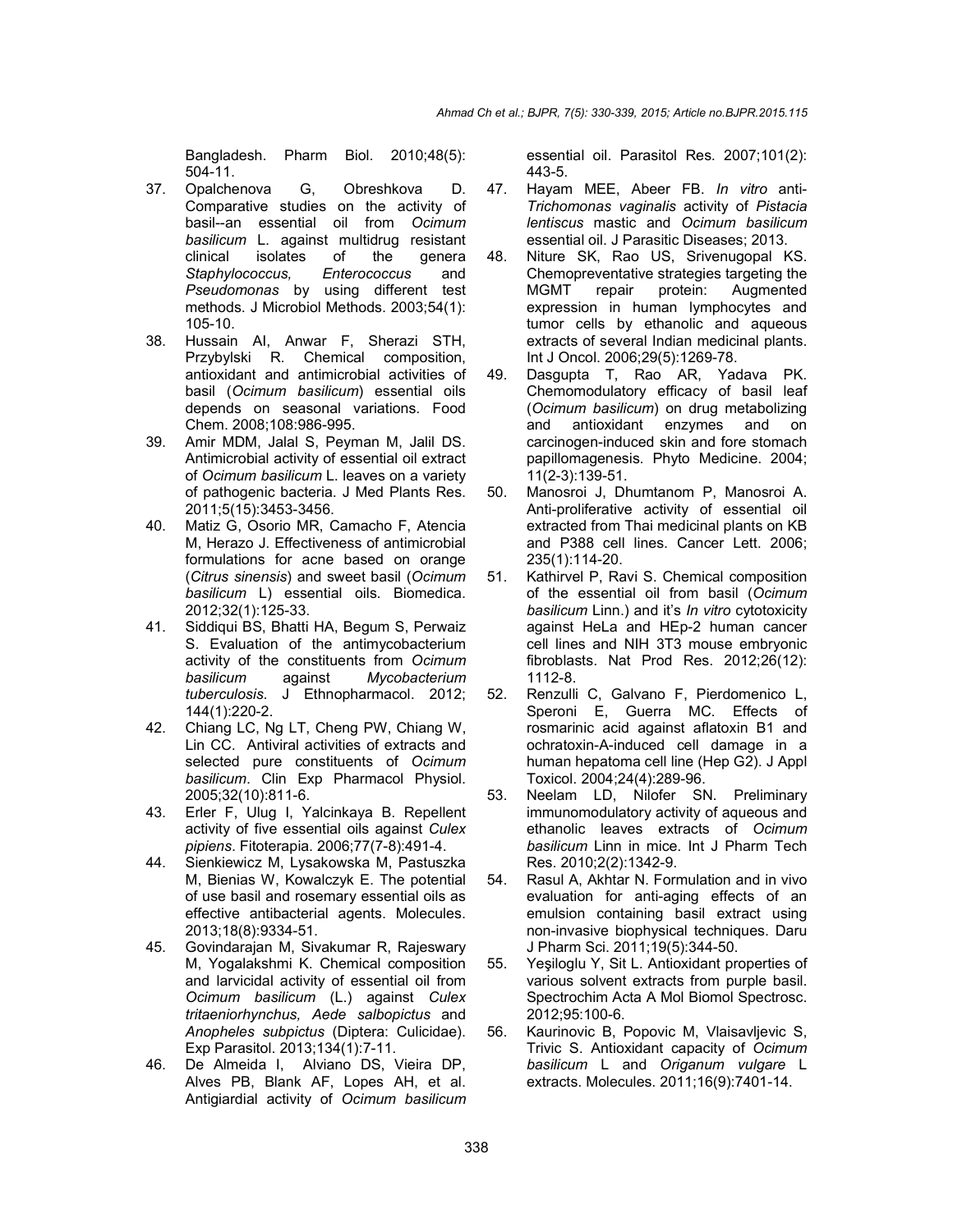Bangladesh. Pharm Biol. 2010;48(5): 504-11.

37. Opalchenova G, Obreshkova D. Comparative studies on the activity of basil--an essential oil from *Ocimum basilicum* L. against multidrug resistant clinical isolates of the genera *Staphylococcus, Enterococcus* and *Pseudomonas* by using different test methods. J Microbiol Methods. 2003;54(1): 105-10.
38. Hussain AI, Anwar F, Sherazi STH, Przybylski R. Chemical composition, antioxidant and antimicrobial activities of basil (*Ocimum basilicum*) essential oils depends on seasonal variations. Food Chem. 2008;108:986-995.
39. Amir MDM, Jalal S, Peyman M, Jalil DS. Antimicrobial activity of essential oil extract of *Ocimum basilicum* L. leaves on a variety of pathogenic bacteria. J Med Plants Res. 2011;5(15):3453-3456.
40. Matiz G, Osorio MR, Camacho F, Atencia M, Herazo J. Effectiveness of antimicrobial formulations for acne based on orange (*Citrus sinensis*) and sweet basil (*Ocimum basilicum* L) essential oils. Biomedica. 2012;32(1):125-33.
41. Siddiqui BS, Bhatti HA, Begum S, Perwaiz S. Evaluation of the antimycobacterium activity of the constituents from *Ocimum basilicum* against *Mycobacterium tuberculosis*. J Ethnopharmacol. 2012; 144(1):220-2.
42. Chiang LC, Ng LT, Cheng PW, Chiang W, Lin CC. Antiviral activities of extracts and selected pure constituents of *Ocimum basilicum*. Clin Exp Pharmacol Physiol. 2005;32(10):811-6.
43. Erler F, Ulug I, Yalcinkaya B. Repellent activity of five essential oils against *Culex pipiens*. Fitoterapia. 2006;77(7-8):491-4.
44. Sienkiewicz M, Lysakowska M, Pastuszka M, Bienias W, Kowalczyk E. The potential of use basil and rosemary essential oils as effective antibacterial agents. Molecules. 2013;18(8):9334-51.
45. Govindarajan M, Sivakumar R, Rajeswary M, Yogalakshmi K. Chemical composition and larvicidal activity of essential oil from *Ocimum basilicum* (L.) against *Culex tritaeniorhynchus, Aede salbopictus* and *Anopheles subpictus* (Diptera: Culicidae). Exp Parasitol. 2013;134(1):7-11.
46. De Almeida I, Alviano DS, Vieira DP, Alves PB, Blank AF, Lopes AH, et al. Antigiardial activity of *Ocimum basilicum* essential oil. Parasitol Res. 2007;101(2): 443-5.
47. Hayam MEE, Abeer FB. *In vitro* anti-*Trichomonas vaginalis* activity of *Pistacia lentiscus* mastic and *Ocimum basilicum* essential oil. J Parasitic Diseases; 2013.
48. Niture SK, Rao US, Srivenugopal KS. Chemopreventative strategies targeting the MGMT repair protein: Augmented expression in human lymphocytes and tumor cells by ethanolic and aqueous extracts of several Indian medicinal plants. Int J Oncol. 2006;29(5):1269-78.
49. Dasgupta T, Rao AR, Yadava PK. Chemomodulatory efficacy of basil leaf (*Ocimum basilicum*) on drug metabolizing and antioxidant enzymes and on carcinogen-induced skin and fore stomach papillomagenesis. Phyto Medicine. 2004; 11(2-3):139-51.
50. Manosroi J, Dhumtanom P, Manosroi A. Anti-proliferative activity of essential oil extracted from Thai medicinal plants on KB and P388 cell lines. Cancer Lett. 2006; 235(1):114-20.
51. Kathirvel P, Ravi S. Chemical composition of the essential oil from basil (*Ocimum basilicum* Linn.) and it's *In vitro* cytotoxicity against HeLa and HEp-2 human cancer cell lines and NIH 3T3 mouse embryonic fibroblasts. Nat Prod Res. 2012;26(12): 1112-8.
52. Renzulli C, Galvano F, Pierdomenico L, Speroni E, Guerra MC. Effects of rosmarinic acid against aflatoxin B1 and ochratoxin-A-induced cell damage in a human hepatoma cell line (Hep G2). J Appl Toxicol. 2004;24(4):289-96.
53. Neelam LD, Nilofer SN. Preliminary immunomodulatory activity of aqueous and ethanolic leaves extracts of *Ocimum basilicum* Linn in mice. Int J Pharm Tech Res. 2010;2(2):1342-9.
54. Rasul A, Akhtar N. Formulation and in vivo evaluation for anti-aging effects of an emulsion containing basil extract using non-invasive biophysical techniques. Daru J Pharm Sci. 2011;19(5):344-50.
55. Yeşiloglu Y, Sit L. Antioxidant properties of various solvent extracts from purple basil. Spectrochim Acta A Mol Biomol Spectrosc. 2012;95:100-6.
56. Kaurinovic B, Popovic M, Vlaisavljevic S, Trivic S. Antioxidant capacity of *Ocimum basilicum* L and *Origanum vulgare* L extracts. Molecules. 2011;16(9):7401-14.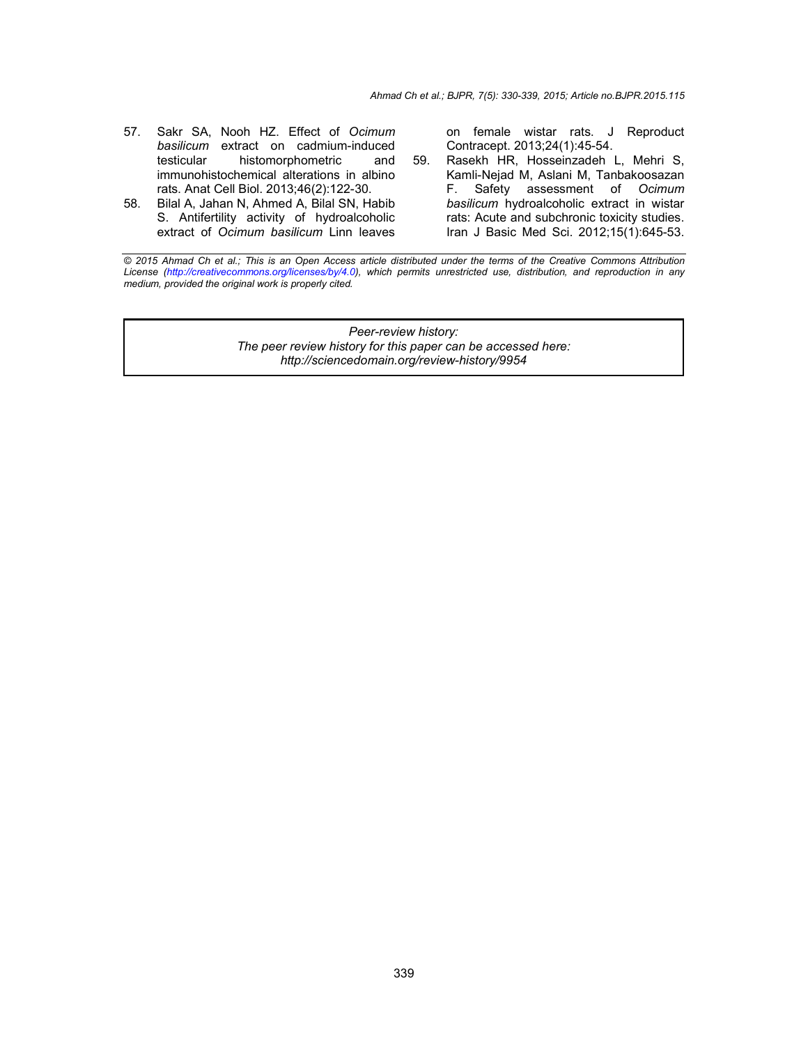57. Sakr SA, Nooh HZ. Effect of *Ocimum basilicum* extract on cadmium-induced testicular histomorphometric and immunohistochemical alterations in albino rats. Anat Cell Biol. 2013;46(2):122-30.
58. Bilal A, Jahan N, Ahmed A, Bilal SN, Habib S. Antifertility activity of hydroalcoholic extract of *Ocimum basilicum* Linn leaves on female wistar rats. J Reproduct Contracept. 2013;24(1):45-54.
59. Rasekh HR, Hosseinzadeh L, Mehri S, Kamli-Nejad M, Aslani M, Tanbakoosazan F. Safety assessment of *Ocimum basilicum* hydroalcoholic extract in wistar rats: Acute and subchronic toxicity studies. Iran J Basic Med Sci. 2012;15(1):645-53.

---

*© 2015 Ahmad Ch et al.; This is an Open Access article distributed under the terms of the Creative Commons Attribution License (http://creativecommons.org/licenses/by/4.0), which permits unrestricted use, distribution, and reproduction in any medium, provided the original work is properly cited.*

*Peer-review history:*
*The peer review history for this paper can be accessed here:*
*http://sciencedomain.org/review-history/9954*